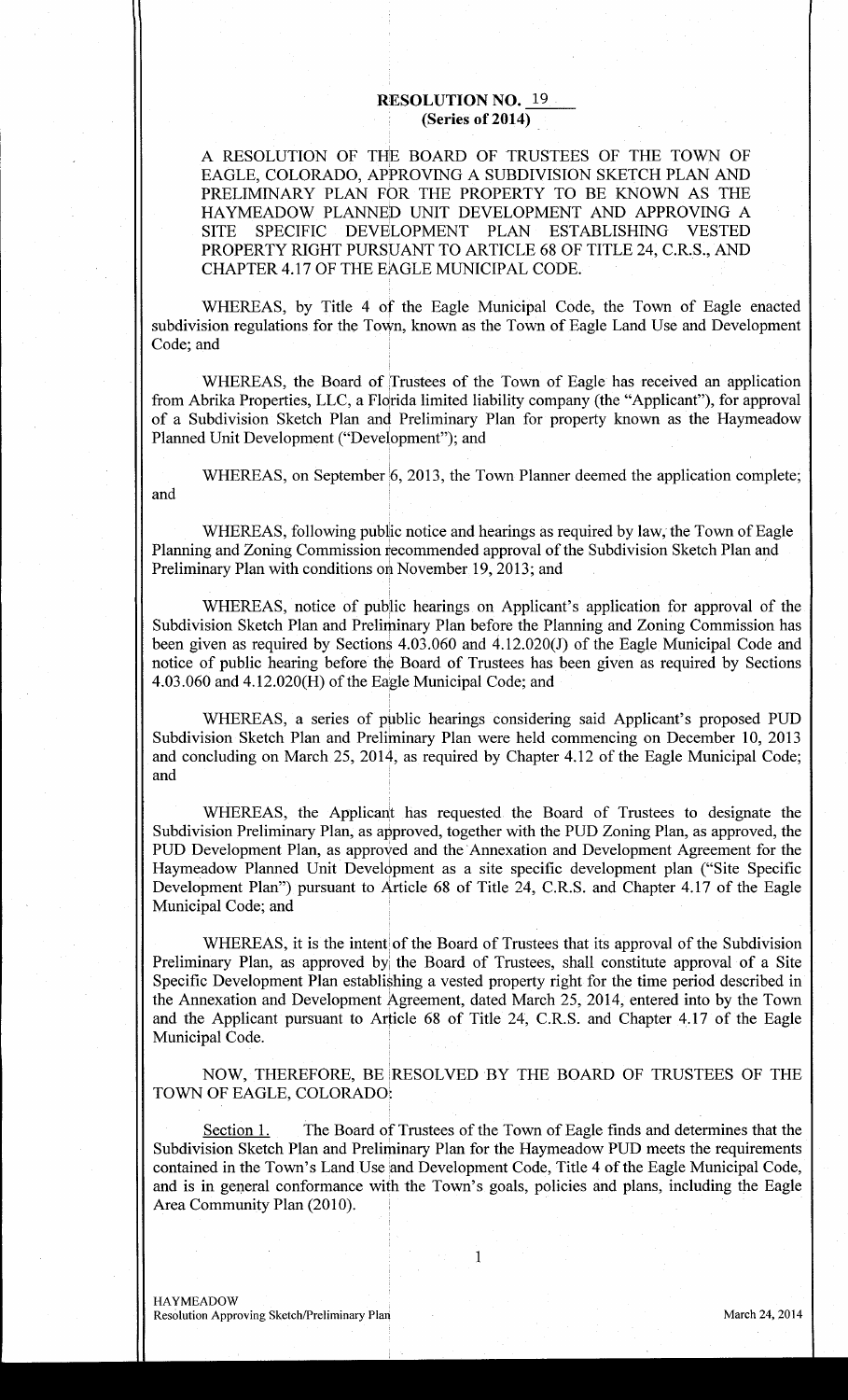**RESOLUTION NO. 19**
**(Series of 2014)**

A RESOLUTION OF THE BOARD OF TRUSTEES OF THE TOWN OF EAGLE, COLORADO, APPROVING A SUBDIVISION SKETCH PLAN AND PRELIMINARY PLAN FOR THE PROPERTY TO BE KNOWN AS THE HAYMEADOW PLANNED UNIT DEVELOPMENT AND APPROVING A SITE SPECIFIC DEVELOPMENT PLAN ESTABLISHING VESTED PROPERTY RIGHT PURSUANT TO ARTICLE 68 OF TITLE 24, C.R.S., AND CHAPTER 4.17 OF THE EAGLE MUNICIPAL CODE.

WHEREAS, by Title 4 of the Eagle Municipal Code, the Town of Eagle enacted subdivision regulations for the Town, known as the Town of Eagle Land Use and Development Code; and

WHEREAS, the Board of Trustees of the Town of Eagle has received an application from Abrika Properties, LLC, a Florida limited liability company (the "Applicant"), for approval of a Subdivision Sketch Plan and Preliminary Plan for property known as the Haymeadow Planned Unit Development ("Development"); and

WHEREAS, on September 6, 2013, the Town Planner deemed the application complete; and

WHEREAS, following public notice and hearings as required by law, the Town of Eagle Planning and Zoning Commission recommended approval of the Subdivision Sketch Plan and Preliminary Plan with conditions on November 19, 2013; and

WHEREAS, notice of public hearings on Applicant's application for approval of the Subdivision Sketch Plan and Preliminary Plan before the Planning and Zoning Commission has been given as required by Sections 4.03.060 and 4.12.020(J) of the Eagle Municipal Code and notice of public hearing before the Board of Trustees has been given as required by Sections 4.03.060 and 4.12.020(H) of the Eagle Municipal Code; and

WHEREAS, a series of public hearings considering said Applicant's proposed PUD Subdivision Sketch Plan and Preliminary Plan were held commencing on December 10, 2013 and concluding on March 25, 2014, as required by Chapter 4.12 of the Eagle Municipal Code; and

WHEREAS, the Applicant has requested the Board of Trustees to designate the Subdivision Preliminary Plan, as approved, together with the PUD Zoning Plan, as approved, the PUD Development Plan, as approved and the Annexation and Development Agreement for the Haymeadow Planned Unit Development as a site specific development plan ("Site Specific Development Plan") pursuant to Article 68 of Title 24, C.R.S. and Chapter 4.17 of the Eagle Municipal Code; and

WHEREAS, it is the intent of the Board of Trustees that its approval of the Subdivision Preliminary Plan, as approved by the Board of Trustees, shall constitute approval of a Site Specific Development Plan establishing a vested property right for the time period described in the Annexation and Development Agreement, dated March 25, 2014, entered into by the Town and the Applicant pursuant to Article 68 of Title 24, C.R.S. and Chapter 4.17 of the Eagle Municipal Code.

NOW, THEREFORE, BE RESOLVED BY THE BOARD OF TRUSTEES OF THE TOWN OF EAGLE, COLORADO:

Section 1. The Board of Trustees of the Town of Eagle finds and determines that the Subdivision Sketch Plan and Preliminary Plan for the Haymeadow PUD meets the requirements contained in the Town's Land Use and Development Code, Title 4 of the Eagle Municipal Code, and is in general conformance with the Town's goals, policies and plans, including the Eagle Area Community Plan (2010).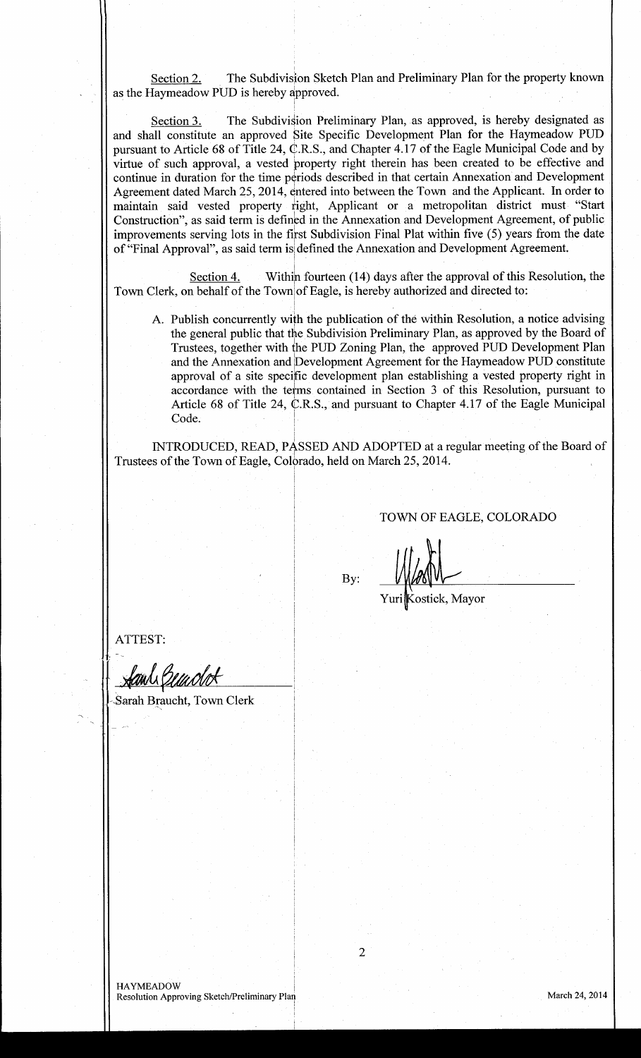Section 2. The Subdivision Sketch Plan and Preliminary Plan for the property known as the Haymeadow PUD is hereby approved.

Section 3. The Subdivision Preliminary Plan, as approved, is hereby designated as and shall constitute an approved Site Specific Development Plan for the Haymeadow PUD pursuant to Article 68 of Title 24, C.R.S., and Chapter 4.17 of the Eagle Municipal Code and by virtue of such approval, a vested property right therein has been created to be effective and continue in duration for the time periods described in that certain Annexation and Development Agreement dated March 25, 2014, entered into between the Town and the Applicant. In order to maintain said vested property right, Applicant or a metropolitan district must "Start Construction", as said term is defined in the Annexation and Development Agreement, of public improvements serving lots in the first Subdivision Final Plat within five (5) years from the date of "Final Approval", as said term is defined the Annexation and Development Agreement.

Section 4. Within fourteen (14) days after the approval of this Resolution, the Town Clerk, on behalf of the Town of Eagle, is hereby authorized and directed to:

A. Publish concurrently with the publication of the within Resolution, a notice advising the general public that the Subdivision Preliminary Plan, as approved by the Board of Trustees, together with the PUD Zoning Plan, the approved PUD Development Plan and the Annexation and Development Agreement for the Haymeadow PUD constitute approval of a site specific development plan establishing a vested property right in accordance with the terms contained in Section 3 of this Resolution, pursuant to Article 68 of Title 24, C.R.S., and pursuant to Chapter 4.17 of the Eagle Municipal Code.

INTRODUCED, READ, PASSED AND ADOPTED at a regular meeting of the Board of Trustees of the Town of Eagle, Colorado, held on March 25, 2014.

TOWN OF EAGLE, COLORADO

By: ______________________
Yuri Kostick, Mayor

ATTEST:

______________________
Sarah Braucht, Town Clerk

HAYMEADOW
Resolution Approving Sketch/Preliminary Plan

March 24, 2014